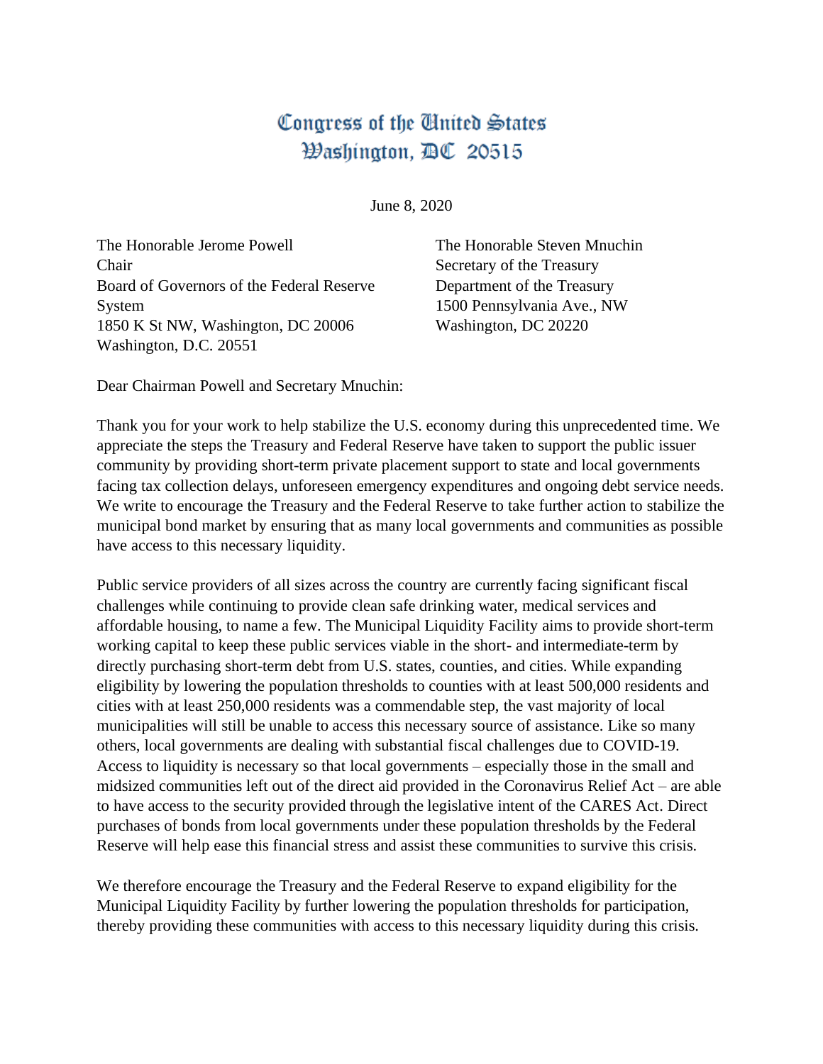# Congress of the United States
# Washington, DC 20515

June 8, 2020

The Honorable Jerome Powell
Chair
Board of Governors of the Federal Reserve System
1850 K St NW, Washington, DC 20006
Washington, D.C. 20551

The Honorable Steven Mnuchin
Secretary of the Treasury
Department of the Treasury
1500 Pennsylvania Ave., NW
Washington, DC 20220

Dear Chairman Powell and Secretary Mnuchin:

Thank you for your work to help stabilize the U.S. economy during this unprecedented time. We appreciate the steps the Treasury and Federal Reserve have taken to support the public issuer community by providing short-term private placement support to state and local governments facing tax collection delays, unforeseen emergency expenditures and ongoing debt service needs. We write to encourage the Treasury and the Federal Reserve to take further action to stabilize the municipal bond market by ensuring that as many local governments and communities as possible have access to this necessary liquidity.

Public service providers of all sizes across the country are currently facing significant fiscal challenges while continuing to provide clean safe drinking water, medical services and affordable housing, to name a few. The Municipal Liquidity Facility aims to provide short-term working capital to keep these public services viable in the short- and intermediate-term by directly purchasing short-term debt from U.S. states, counties, and cities. While expanding eligibility by lowering the population thresholds to counties with at least 500,000 residents and cities with at least 250,000 residents was a commendable step, the vast majority of local municipalities will still be unable to access this necessary source of assistance. Like so many others, local governments are dealing with substantial fiscal challenges due to COVID-19. Access to liquidity is necessary so that local governments – especially those in the small and midsized communities left out of the direct aid provided in the Coronavirus Relief Act – are able to have access to the security provided through the legislative intent of the CARES Act. Direct purchases of bonds from local governments under these population thresholds by the Federal Reserve will help ease this financial stress and assist these communities to survive this crisis.

We therefore encourage the Treasury and the Federal Reserve to expand eligibility for the Municipal Liquidity Facility by further lowering the population thresholds for participation, thereby providing these communities with access to this necessary liquidity during this crisis.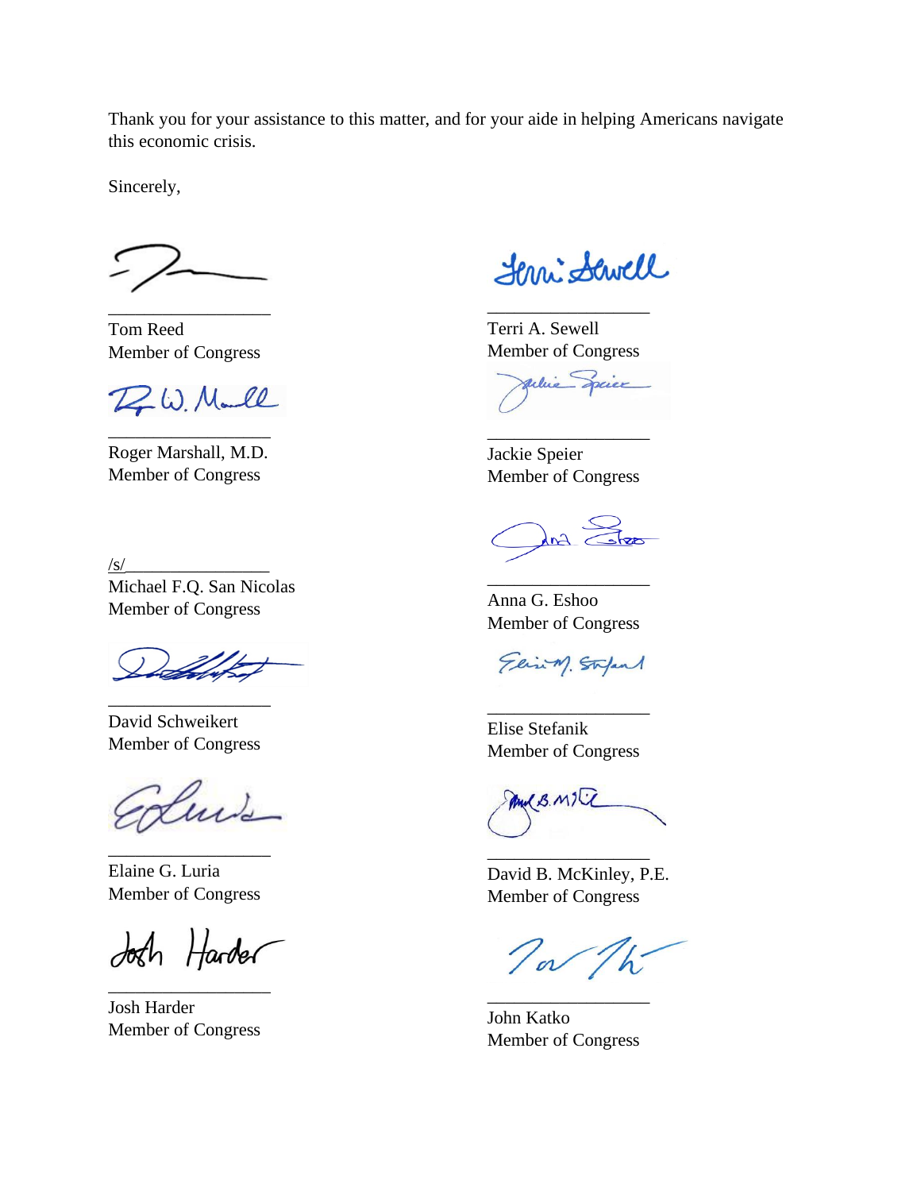Thank you for your assistance to this matter, and for your aide in helping Americans navigate this economic crisis.

Sincerely,

Tom Reed
Member of Congress

Roger Marshall, M.D.
Member of Congress

/s/
Michael F.Q. San Nicolas
Member of Congress

David Schweikert
Member of Congress

Elaine G. Luria
Member of Congress

Josh Harder
Member of Congress

Terri A. Sewell
Member of Congress

Jackie Speier
Member of Congress

Anna G. Eshoo
Member of Congress

Elise Stefanik
Member of Congress

David B. McKinley, P.E.
Member of Congress

John Katko
Member of Congress